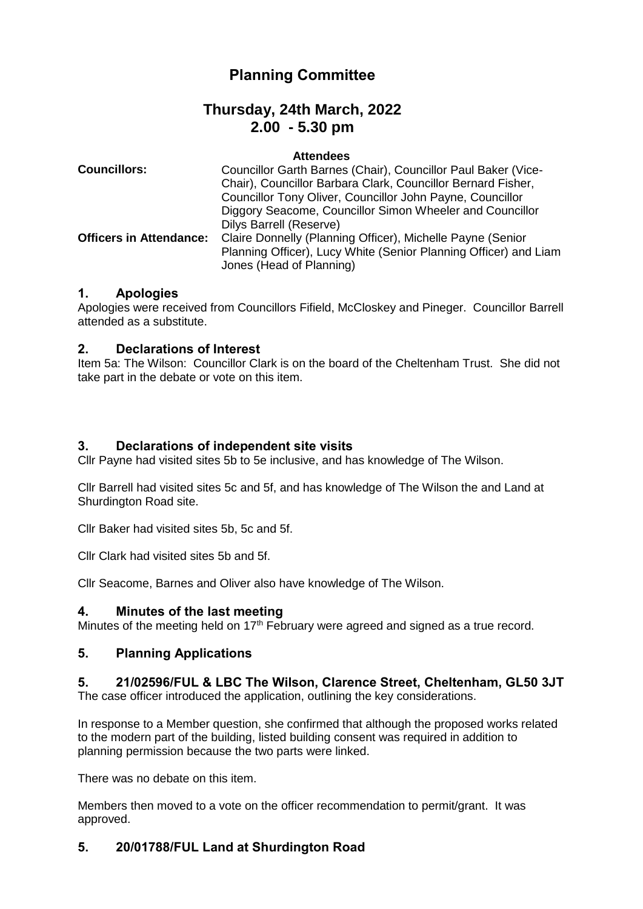# Planning Committee

## Thursday, 24th March, 2022
## 2.00 - 5.30 pm

**Attendees**

| | |
|---|---|
| **Councillors:** | Councillor Garth Barnes (Chair), Councillor Paul Baker (Vice-Chair), Councillor Barbara Clark, Councillor Bernard Fisher, Councillor Tony Oliver, Councillor John Payne, Councillor Diggory Seacome, Councillor Simon Wheeler and Councillor Dilys Barrell (Reserve) |
| **Officers in Attendance:** | Claire Donnelly (Planning Officer), Michelle Payne (Senior Planning Officer), Lucy White (Senior Planning Officer) and Liam Jones (Head of Planning) |

### 1. Apologies

Apologies were received from Councillors Fifield, McCloskey and Pineger. Councillor Barrell attended as a substitute.

### 2. Declarations of Interest

Item 5a: The Wilson: Councillor Clark is on the board of the Cheltenham Trust. She did not take part in the debate or vote on this item.

### 3. Declarations of independent site visits

Cllr Payne had visited sites 5b to 5e inclusive, and has knowledge of The Wilson.

Cllr Barrell had visited sites 5c and 5f, and has knowledge of The Wilson the and Land at Shurdington Road site.

Cllr Baker had visited sites 5b, 5c and 5f.

Cllr Clark had visited sites 5b and 5f.

Cllr Seacome, Barnes and Oliver also have knowledge of The Wilson.

### 4. Minutes of the last meeting

Minutes of the meeting held on 17th February were agreed and signed as a true record.

### 5. Planning Applications

### 5. 21/02596/FUL & LBC The Wilson, Clarence Street, Cheltenham, GL50 3JT

The case officer introduced the application, outlining the key considerations.

In response to a Member question, she confirmed that although the proposed works related to the modern part of the building, listed building consent was required in addition to planning permission because the two parts were linked.

There was no debate on this item.

Members then moved to a vote on the officer recommendation to permit/grant. It was approved.

### 5. 20/01788/FUL Land at Shurdington Road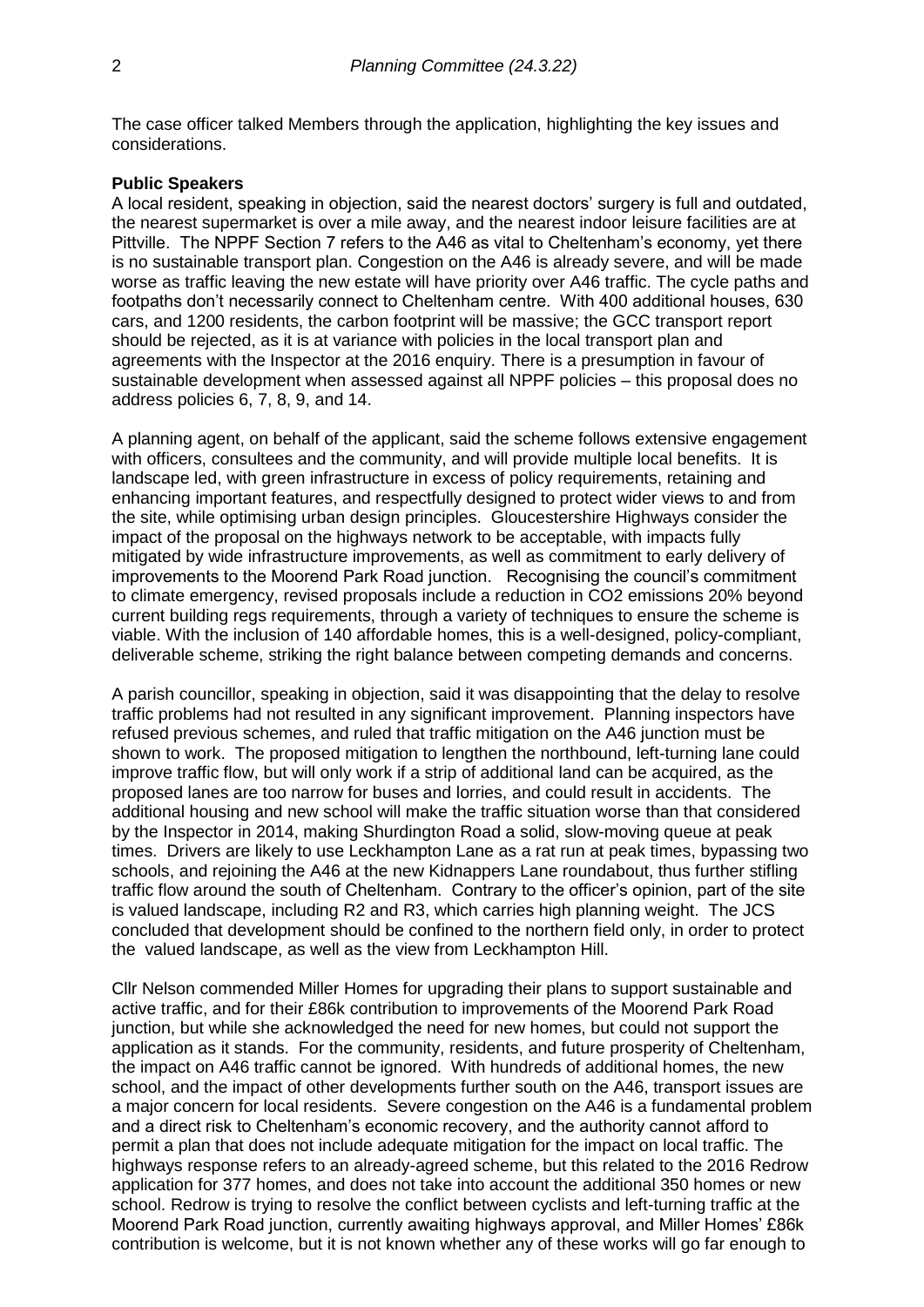The case officer talked Members through the application, highlighting the key issues and considerations.

**Public Speakers**

A local resident, speaking in objection, said the nearest doctors' surgery is full and outdated, the nearest supermarket is over a mile away, and the nearest indoor leisure facilities are at Pittville. The NPPF Section 7 refers to the A46 as vital to Cheltenham's economy, yet there is no sustainable transport plan. Congestion on the A46 is already severe, and will be made worse as traffic leaving the new estate will have priority over A46 traffic. The cycle paths and footpaths don't necessarily connect to Cheltenham centre. With 400 additional houses, 630 cars, and 1200 residents, the carbon footprint will be massive; the GCC transport report should be rejected, as it is at variance with policies in the local transport plan and agreements with the Inspector at the 2016 enquiry. There is a presumption in favour of sustainable development when assessed against all NPPF policies – this proposal does no address policies 6, 7, 8, 9, and 14.

A planning agent, on behalf of the applicant, said the scheme follows extensive engagement with officers, consultees and the community, and will provide multiple local benefits. It is landscape led, with green infrastructure in excess of policy requirements, retaining and enhancing important features, and respectfully designed to protect wider views to and from the site, while optimising urban design principles. Gloucestershire Highways consider the impact of the proposal on the highways network to be acceptable, with impacts fully mitigated by wide infrastructure improvements, as well as commitment to early delivery of improvements to the Moorend Park Road junction. Recognising the council's commitment to climate emergency, revised proposals include a reduction in CO2 emissions 20% beyond current building regs requirements, through a variety of techniques to ensure the scheme is viable. With the inclusion of 140 affordable homes, this is a well-designed, policy-compliant, deliverable scheme, striking the right balance between competing demands and concerns.

A parish councillor, speaking in objection, said it was disappointing that the delay to resolve traffic problems had not resulted in any significant improvement. Planning inspectors have refused previous schemes, and ruled that traffic mitigation on the A46 junction must be shown to work. The proposed mitigation to lengthen the northbound, left-turning lane could improve traffic flow, but will only work if a strip of additional land can be acquired, as the proposed lanes are too narrow for buses and lorries, and could result in accidents. The additional housing and new school will make the traffic situation worse than that considered by the Inspector in 2014, making Shurdington Road a solid, slow-moving queue at peak times. Drivers are likely to use Leckhampton Lane as a rat run at peak times, bypassing two schools, and rejoining the A46 at the new Kidnappers Lane roundabout, thus further stifling traffic flow around the south of Cheltenham. Contrary to the officer's opinion, part of the site is valued landscape, including R2 and R3, which carries high planning weight. The JCS concluded that development should be confined to the northern field only, in order to protect the valued landscape, as well as the view from Leckhampton Hill.

Cllr Nelson commended Miller Homes for upgrading their plans to support sustainable and active traffic, and for their £86k contribution to improvements of the Moorend Park Road junction, but while she acknowledged the need for new homes, but could not support the application as it stands. For the community, residents, and future prosperity of Cheltenham, the impact on A46 traffic cannot be ignored. With hundreds of additional homes, the new school, and the impact of other developments further south on the A46, transport issues are a major concern for local residents. Severe congestion on the A46 is a fundamental problem and a direct risk to Cheltenham's economic recovery, and the authority cannot afford to permit a plan that does not include adequate mitigation for the impact on local traffic. The highways response refers to an already-agreed scheme, but this related to the 2016 Redrow application for 377 homes, and does not take into account the additional 350 homes or new school. Redrow is trying to resolve the conflict between cyclists and left-turning traffic at the Moorend Park Road junction, currently awaiting highways approval, and Miller Homes' £86k contribution is welcome, but it is not known whether any of these works will go far enough to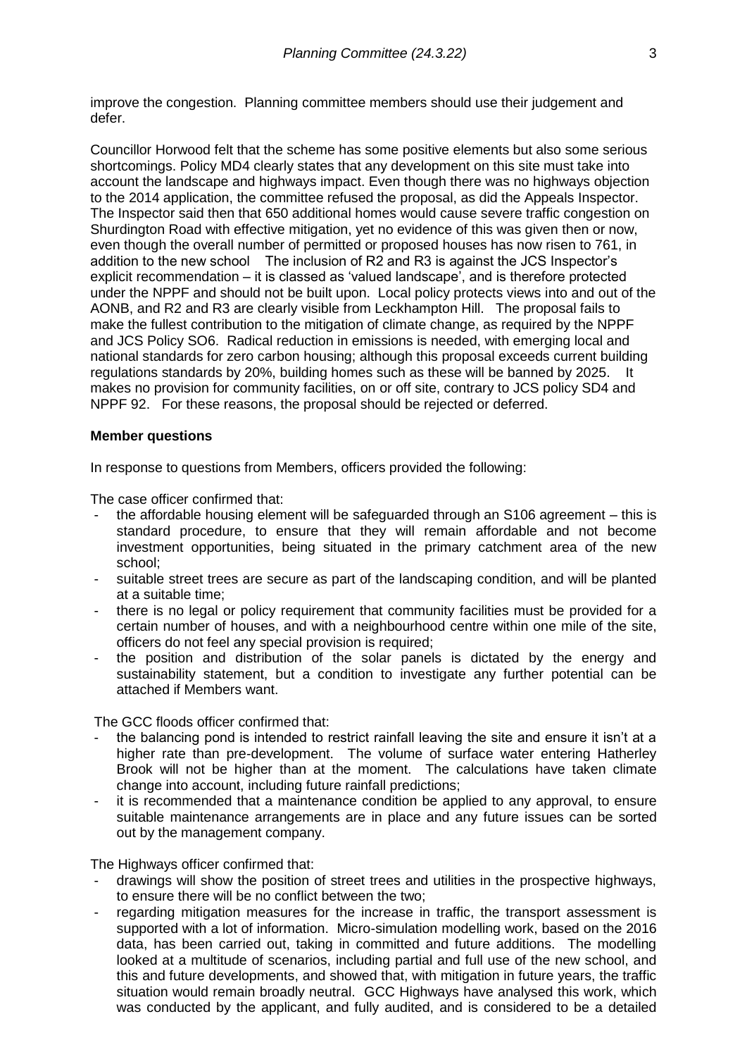improve the congestion. Planning committee members should use their judgement and defer.

Councillor Horwood felt that the scheme has some positive elements but also some serious shortcomings. Policy MD4 clearly states that any development on this site must take into account the landscape and highways impact. Even though there was no highways objection to the 2014 application, the committee refused the proposal, as did the Appeals Inspector. The Inspector said then that 650 additional homes would cause severe traffic congestion on Shurdington Road with effective mitigation, yet no evidence of this was given then or now, even though the overall number of permitted or proposed houses has now risen to 761, in addition to the new school The inclusion of R2 and R3 is against the JCS Inspector's explicit recommendation – it is classed as 'valued landscape', and is therefore protected under the NPPF and should not be built upon. Local policy protects views into and out of the AONB, and R2 and R3 are clearly visible from Leckhampton Hill. The proposal fails to make the fullest contribution to the mitigation of climate change, as required by the NPPF and JCS Policy SO6. Radical reduction in emissions is needed, with emerging local and national standards for zero carbon housing; although this proposal exceeds current building regulations standards by 20%, building homes such as these will be banned by 2025. It makes no provision for community facilities, on or off site, contrary to JCS policy SD4 and NPPF 92. For these reasons, the proposal should be rejected or deferred.

**Member questions**

In response to questions from Members, officers provided the following:

The case officer confirmed that:

- the affordable housing element will be safeguarded through an S106 agreement – this is standard procedure, to ensure that they will remain affordable and not become investment opportunities, being situated in the primary catchment area of the new school;
- suitable street trees are secure as part of the landscaping condition, and will be planted at a suitable time;
- there is no legal or policy requirement that community facilities must be provided for a certain number of houses, and with a neighbourhood centre within one mile of the site, officers do not feel any special provision is required;
- the position and distribution of the solar panels is dictated by the energy and sustainability statement, but a condition to investigate any further potential can be attached if Members want.

The GCC floods officer confirmed that:

- the balancing pond is intended to restrict rainfall leaving the site and ensure it isn't at a higher rate than pre-development. The volume of surface water entering Hatherley Brook will not be higher than at the moment. The calculations have taken climate change into account, including future rainfall predictions;
- it is recommended that a maintenance condition be applied to any approval, to ensure suitable maintenance arrangements are in place and any future issues can be sorted out by the management company.

The Highways officer confirmed that:

- drawings will show the position of street trees and utilities in the prospective highways, to ensure there will be no conflict between the two;
- regarding mitigation measures for the increase in traffic, the transport assessment is supported with a lot of information. Micro-simulation modelling work, based on the 2016 data, has been carried out, taking in committed and future additions. The modelling looked at a multitude of scenarios, including partial and full use of the new school, and this and future developments, and showed that, with mitigation in future years, the traffic situation would remain broadly neutral. GCC Highways have analysed this work, which was conducted by the applicant, and fully audited, and is considered to be a detailed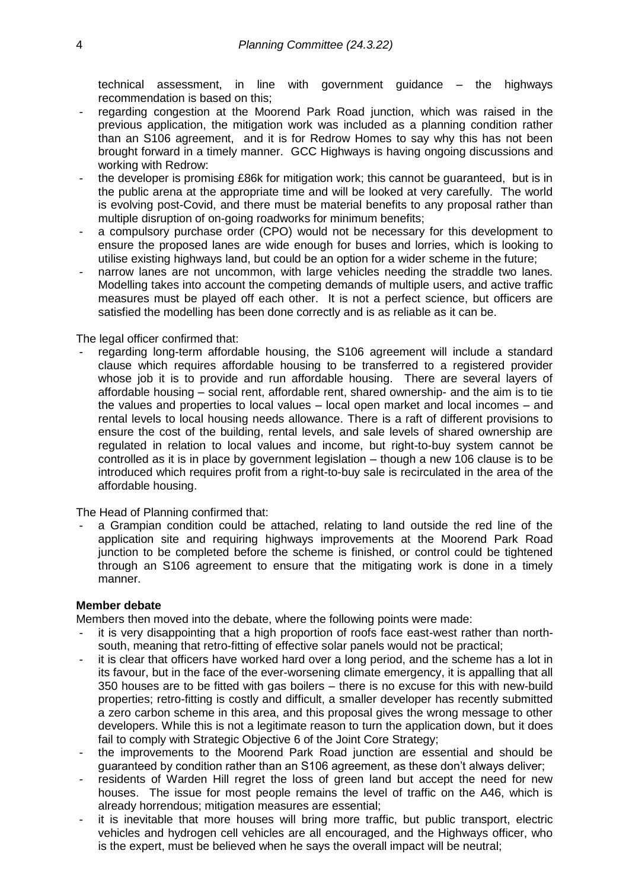technical assessment, in line with government guidance – the highways recommendation is based on this;

- regarding congestion at the Moorend Park Road junction, which was raised in the previous application, the mitigation work was included as a planning condition rather than an S106 agreement, and it is for Redrow Homes to say why this has not been brought forward in a timely manner. GCC Highways is having ongoing discussions and working with Redrow:
- the developer is promising £86k for mitigation work; this cannot be guaranteed, but is in the public arena at the appropriate time and will be looked at very carefully. The world is evolving post-Covid, and there must be material benefits to any proposal rather than multiple disruption of on-going roadworks for minimum benefits;
- a compulsory purchase order (CPO) would not be necessary for this development to ensure the proposed lanes are wide enough for buses and lorries, which is looking to utilise existing highways land, but could be an option for a wider scheme in the future;
- narrow lanes are not uncommon, with large vehicles needing the straddle two lanes. Modelling takes into account the competing demands of multiple users, and active traffic measures must be played off each other. It is not a perfect science, but officers are satisfied the modelling has been done correctly and is as reliable as it can be.

The legal officer confirmed that:

- regarding long-term affordable housing, the S106 agreement will include a standard clause which requires affordable housing to be transferred to a registered provider whose job it is to provide and run affordable housing. There are several layers of affordable housing – social rent, affordable rent, shared ownership- and the aim is to tie the values and properties to local values – local open market and local incomes – and rental levels to local housing needs allowance. There is a raft of different provisions to ensure the cost of the building, rental levels, and sale levels of shared ownership are regulated in relation to local values and income, but right-to-buy system cannot be controlled as it is in place by government legislation – though a new 106 clause is to be introduced which requires profit from a right-to-buy sale is recirculated in the area of the affordable housing.

The Head of Planning confirmed that:

- a Grampian condition could be attached, relating to land outside the red line of the application site and requiring highways improvements at the Moorend Park Road junction to be completed before the scheme is finished, or control could be tightened through an S106 agreement to ensure that the mitigating work is done in a timely manner.

**Member debate**

Members then moved into the debate, where the following points were made:

- it is very disappointing that a high proportion of roofs face east-west rather than north-south, meaning that retro-fitting of effective solar panels would not be practical;
- it is clear that officers have worked hard over a long period, and the scheme has a lot in its favour, but in the face of the ever-worsening climate emergency, it is appalling that all 350 houses are to be fitted with gas boilers – there is no excuse for this with new-build properties; retro-fitting is costly and difficult, a smaller developer has recently submitted a zero carbon scheme in this area, and this proposal gives the wrong message to other developers. While this is not a legitimate reason to turn the application down, but it does fail to comply with Strategic Objective 6 of the Joint Core Strategy;
- the improvements to the Moorend Park Road junction are essential and should be guaranteed by condition rather than an S106 agreement, as these don't always deliver;
- residents of Warden Hill regret the loss of green land but accept the need for new houses. The issue for most people remains the level of traffic on the A46, which is already horrendous; mitigation measures are essential;
- it is inevitable that more houses will bring more traffic, but public transport, electric vehicles and hydrogen cell vehicles are all encouraged, and the Highways officer, who is the expert, must be believed when he says the overall impact will be neutral;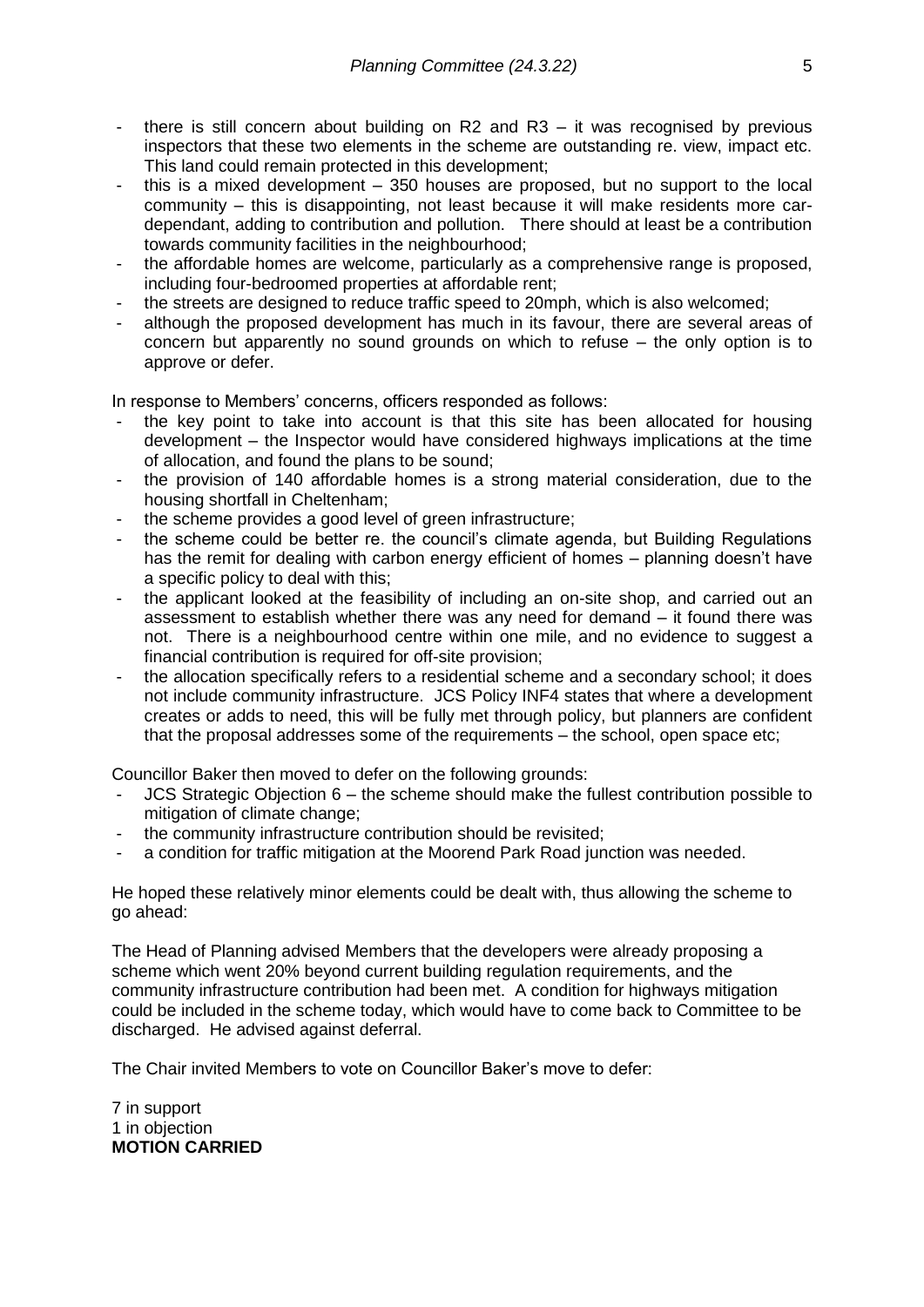- there is still concern about building on R2 and R3 – it was recognised by previous inspectors that these two elements in the scheme are outstanding re. view, impact etc. This land could remain protected in this development;
- this is a mixed development – 350 houses are proposed, but no support to the local community – this is disappointing, not least because it will make residents more car-dependant, adding to contribution and pollution. There should at least be a contribution towards community facilities in the neighbourhood;
- the affordable homes are welcome, particularly as a comprehensive range is proposed, including four-bedroomed properties at affordable rent;
- the streets are designed to reduce traffic speed to 20mph, which is also welcomed;
- although the proposed development has much in its favour, there are several areas of concern but apparently no sound grounds on which to refuse – the only option is to approve or defer.

In response to Members' concerns, officers responded as follows:

- the key point to take into account is that this site has been allocated for housing development – the Inspector would have considered highways implications at the time of allocation, and found the plans to be sound;
- the provision of 140 affordable homes is a strong material consideration, due to the housing shortfall in Cheltenham;
- the scheme provides a good level of green infrastructure;
- the scheme could be better re. the council's climate agenda, but Building Regulations has the remit for dealing with carbon energy efficient of homes – planning doesn't have a specific policy to deal with this;
- the applicant looked at the feasibility of including an on-site shop, and carried out an assessment to establish whether there was any need for demand – it found there was not. There is a neighbourhood centre within one mile, and no evidence to suggest a financial contribution is required for off-site provision;
- the allocation specifically refers to a residential scheme and a secondary school; it does not include community infrastructure. JCS Policy INF4 states that where a development creates or adds to need, this will be fully met through policy, but planners are confident that the proposal addresses some of the requirements – the school, open space etc;

Councillor Baker then moved to defer on the following grounds:

- JCS Strategic Objection 6 – the scheme should make the fullest contribution possible to mitigation of climate change;
- the community infrastructure contribution should be revisited;
- a condition for traffic mitigation at the Moorend Park Road junction was needed.

He hoped these relatively minor elements could be dealt with, thus allowing the scheme to go ahead:

The Head of Planning advised Members that the developers were already proposing a scheme which went 20% beyond current building regulation requirements, and the community infrastructure contribution had been met. A condition for highways mitigation could be included in the scheme today, which would have to come back to Committee to be discharged. He advised against deferral.

The Chair invited Members to vote on Councillor Baker's move to defer:

7 in support
1 in objection
**MOTION CARRIED**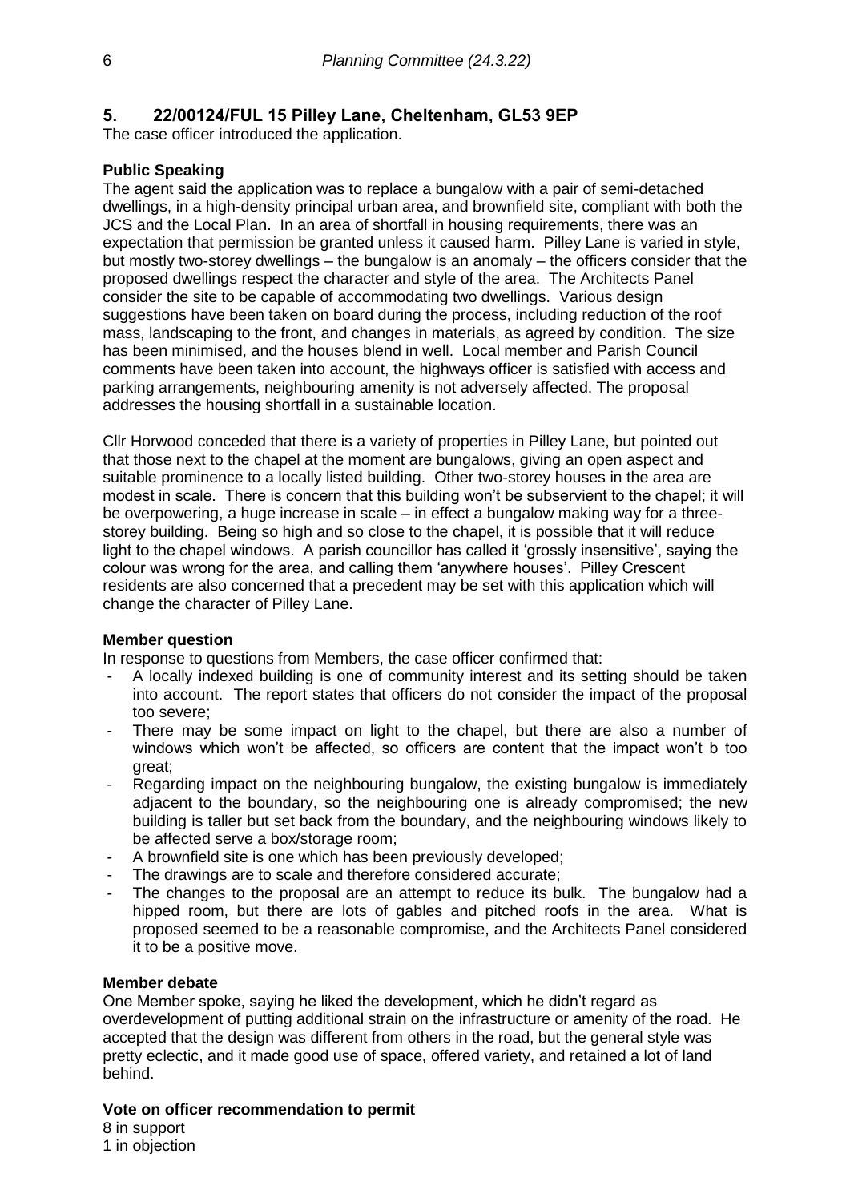## 5. 22/00124/FUL 15 Pilley Lane, Cheltenham, GL53 9EP

The case officer introduced the application.

**Public Speaking**

The agent said the application was to replace a bungalow with a pair of semi-detached dwellings, in a high-density principal urban area, and brownfield site, compliant with both the JCS and the Local Plan. In an area of shortfall in housing requirements, there was an expectation that permission be granted unless it caused harm. Pilley Lane is varied in style, but mostly two-storey dwellings – the bungalow is an anomaly – the officers consider that the proposed dwellings respect the character and style of the area. The Architects Panel consider the site to be capable of accommodating two dwellings. Various design suggestions have been taken on board during the process, including reduction of the roof mass, landscaping to the front, and changes in materials, as agreed by condition. The size has been minimised, and the houses blend in well. Local member and Parish Council comments have been taken into account, the highways officer is satisfied with access and parking arrangements, neighbouring amenity is not adversely affected. The proposal addresses the housing shortfall in a sustainable location.

Cllr Horwood conceded that there is a variety of properties in Pilley Lane, but pointed out that those next to the chapel at the moment are bungalows, giving an open aspect and suitable prominence to a locally listed building. Other two-storey houses in the area are modest in scale. There is concern that this building won't be subservient to the chapel; it will be overpowering, a huge increase in scale – in effect a bungalow making way for a three-storey building. Being so high and so close to the chapel, it is possible that it will reduce light to the chapel windows. A parish councillor has called it 'grossly insensitive', saying the colour was wrong for the area, and calling them 'anywhere houses'. Pilley Crescent residents are also concerned that a precedent may be set with this application which will change the character of Pilley Lane.

**Member question**

In response to questions from Members, the case officer confirmed that:

- A locally indexed building is one of community interest and its setting should be taken into account. The report states that officers do not consider the impact of the proposal too severe;
- There may be some impact on light to the chapel, but there are also a number of windows which won't be affected, so officers are content that the impact won't b too great;
- Regarding impact on the neighbouring bungalow, the existing bungalow is immediately adjacent to the boundary, so the neighbouring one is already compromised; the new building is taller but set back from the boundary, and the neighbouring windows likely to be affected serve a box/storage room;
- A brownfield site is one which has been previously developed;
- The drawings are to scale and therefore considered accurate;
- The changes to the proposal are an attempt to reduce its bulk. The bungalow had a hipped room, but there are lots of gables and pitched roofs in the area. What is proposed seemed to be a reasonable compromise, and the Architects Panel considered it to be a positive move.

**Member debate**

One Member spoke, saying he liked the development, which he didn't regard as overdevelopment of putting additional strain on the infrastructure or amenity of the road. He accepted that the design was different from others in the road, but the general style was pretty eclectic, and it made good use of space, offered variety, and retained a lot of land behind.

**Vote on officer recommendation to permit**

8 in support
1 in objection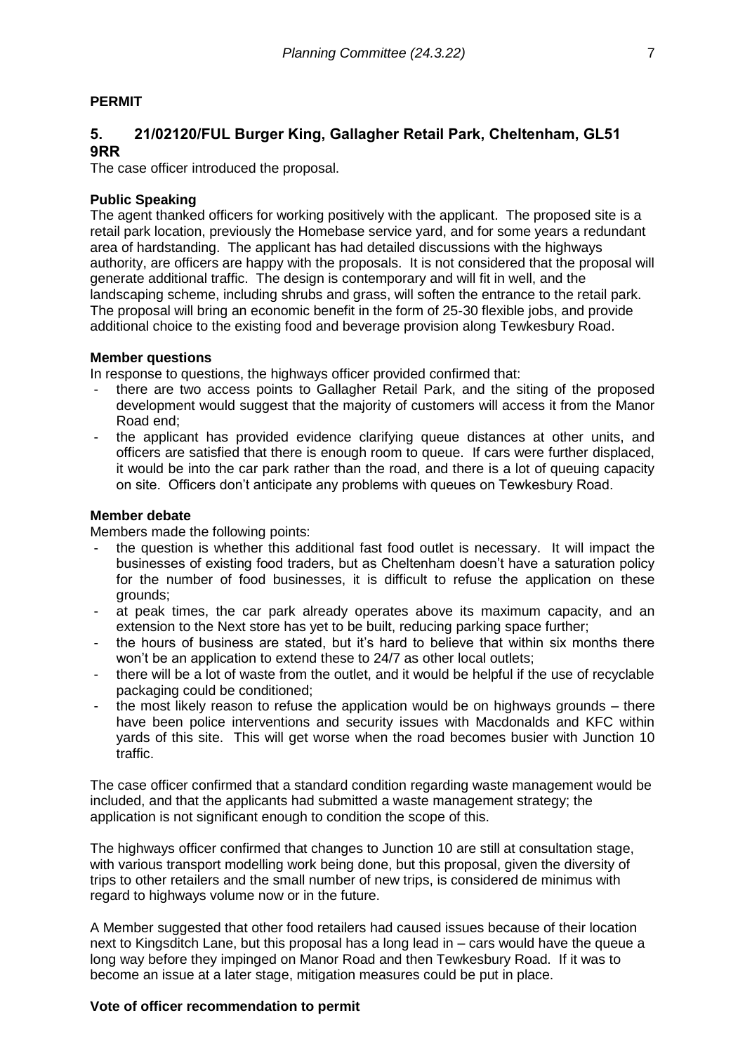**PERMIT**

## 5. 21/02120/FUL Burger King, Gallagher Retail Park, Cheltenham, GL51 9RR

The case officer introduced the proposal.

**Public Speaking**

The agent thanked officers for working positively with the applicant. The proposed site is a retail park location, previously the Homebase service yard, and for some years a redundant area of hardstanding. The applicant has had detailed discussions with the highways authority, are officers are happy with the proposals. It is not considered that the proposal will generate additional traffic. The design is contemporary and will fit in well, and the landscaping scheme, including shrubs and grass, will soften the entrance to the retail park. The proposal will bring an economic benefit in the form of 25-30 flexible jobs, and provide additional choice to the existing food and beverage provision along Tewkesbury Road.

**Member questions**

In response to questions, the highways officer provided confirmed that:

- there are two access points to Gallagher Retail Park, and the siting of the proposed development would suggest that the majority of customers will access it from the Manor Road end;
- the applicant has provided evidence clarifying queue distances at other units, and officers are satisfied that there is enough room to queue. If cars were further displaced, it would be into the car park rather than the road, and there is a lot of queuing capacity on site. Officers don't anticipate any problems with queues on Tewkesbury Road.

**Member debate**

Members made the following points:

- the question is whether this additional fast food outlet is necessary. It will impact the businesses of existing food traders, but as Cheltenham doesn't have a saturation policy for the number of food businesses, it is difficult to refuse the application on these grounds;
- at peak times, the car park already operates above its maximum capacity, and an extension to the Next store has yet to be built, reducing parking space further;
- the hours of business are stated, but it's hard to believe that within six months there won't be an application to extend these to 24/7 as other local outlets;
- there will be a lot of waste from the outlet, and it would be helpful if the use of recyclable packaging could be conditioned;
- the most likely reason to refuse the application would be on highways grounds – there have been police interventions and security issues with Macdonalds and KFC within yards of this site. This will get worse when the road becomes busier with Junction 10 traffic.

The case officer confirmed that a standard condition regarding waste management would be included, and that the applicants had submitted a waste management strategy; the application is not significant enough to condition the scope of this.

The highways officer confirmed that changes to Junction 10 are still at consultation stage, with various transport modelling work being done, but this proposal, given the diversity of trips to other retailers and the small number of new trips, is considered de minimus with regard to highways volume now or in the future.

A Member suggested that other food retailers had caused issues because of their location next to Kingsditch Lane, but this proposal has a long lead in – cars would have the queue a long way before they impinged on Manor Road and then Tewkesbury Road. If it was to become an issue at a later stage, mitigation measures could be put in place.

**Vote of officer recommendation to permit**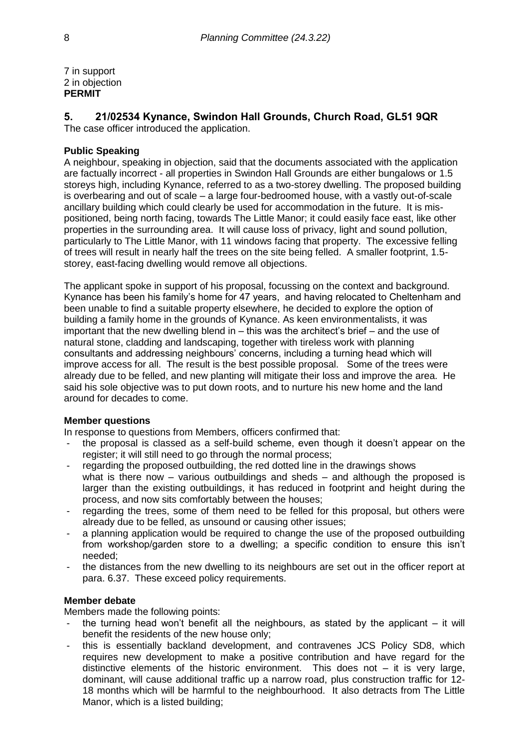7 in support
2 in objection
**PERMIT**

## 5. 21/02534 Kynance, Swindon Hall Grounds, Church Road, GL51 9QR

The case officer introduced the application.

**Public Speaking**

A neighbour, speaking in objection, said that the documents associated with the application are factually incorrect - all properties in Swindon Hall Grounds are either bungalows or 1.5 storeys high, including Kynance, referred to as a two-storey dwelling. The proposed building is overbearing and out of scale – a large four-bedroomed house, with a vastly out-of-scale ancillary building which could clearly be used for accommodation in the future. It is mis-positioned, being north facing, towards The Little Manor; it could easily face east, like other properties in the surrounding area. It will cause loss of privacy, light and sound pollution, particularly to The Little Manor, with 11 windows facing that property. The excessive felling of trees will result in nearly half the trees on the site being felled. A smaller footprint, 1.5-storey, east-facing dwelling would remove all objections.

The applicant spoke in support of his proposal, focussing on the context and background. Kynance has been his family's home for 47 years, and having relocated to Cheltenham and been unable to find a suitable property elsewhere, he decided to explore the option of building a family home in the grounds of Kynance. As keen environmentalists, it was important that the new dwelling blend in – this was the architect's brief – and the use of natural stone, cladding and landscaping, together with tireless work with planning consultants and addressing neighbours' concerns, including a turning head which will improve access for all. The result is the best possible proposal. Some of the trees were already due to be felled, and new planting will mitigate their loss and improve the area. He said his sole objective was to put down roots, and to nurture his new home and the land around for decades to come.

**Member questions**

In response to questions from Members, officers confirmed that:

- the proposal is classed as a self-build scheme, even though it doesn't appear on the register; it will still need to go through the normal process;
- regarding the proposed outbuilding, the red dotted line in the drawings shows what is there now – various outbuildings and sheds – and although the proposed is larger than the existing outbuildings, it has reduced in footprint and height during the process, and now sits comfortably between the houses;
- regarding the trees, some of them need to be felled for this proposal, but others were already due to be felled, as unsound or causing other issues;
- a planning application would be required to change the use of the proposed outbuilding from workshop/garden store to a dwelling; a specific condition to ensure this isn't needed;
- the distances from the new dwelling to its neighbours are set out in the officer report at para. 6.37. These exceed policy requirements.

**Member debate**

Members made the following points:

- the turning head won't benefit all the neighbours, as stated by the applicant – it will benefit the residents of the new house only;
- this is essentially backland development, and contravenes JCS Policy SD8, which requires new development to make a positive contribution and have regard for the distinctive elements of the historic environment. This does not – it is very large, dominant, will cause additional traffic up a narrow road, plus construction traffic for 12-18 months which will be harmful to the neighbourhood. It also detracts from The Little Manor, which is a listed building;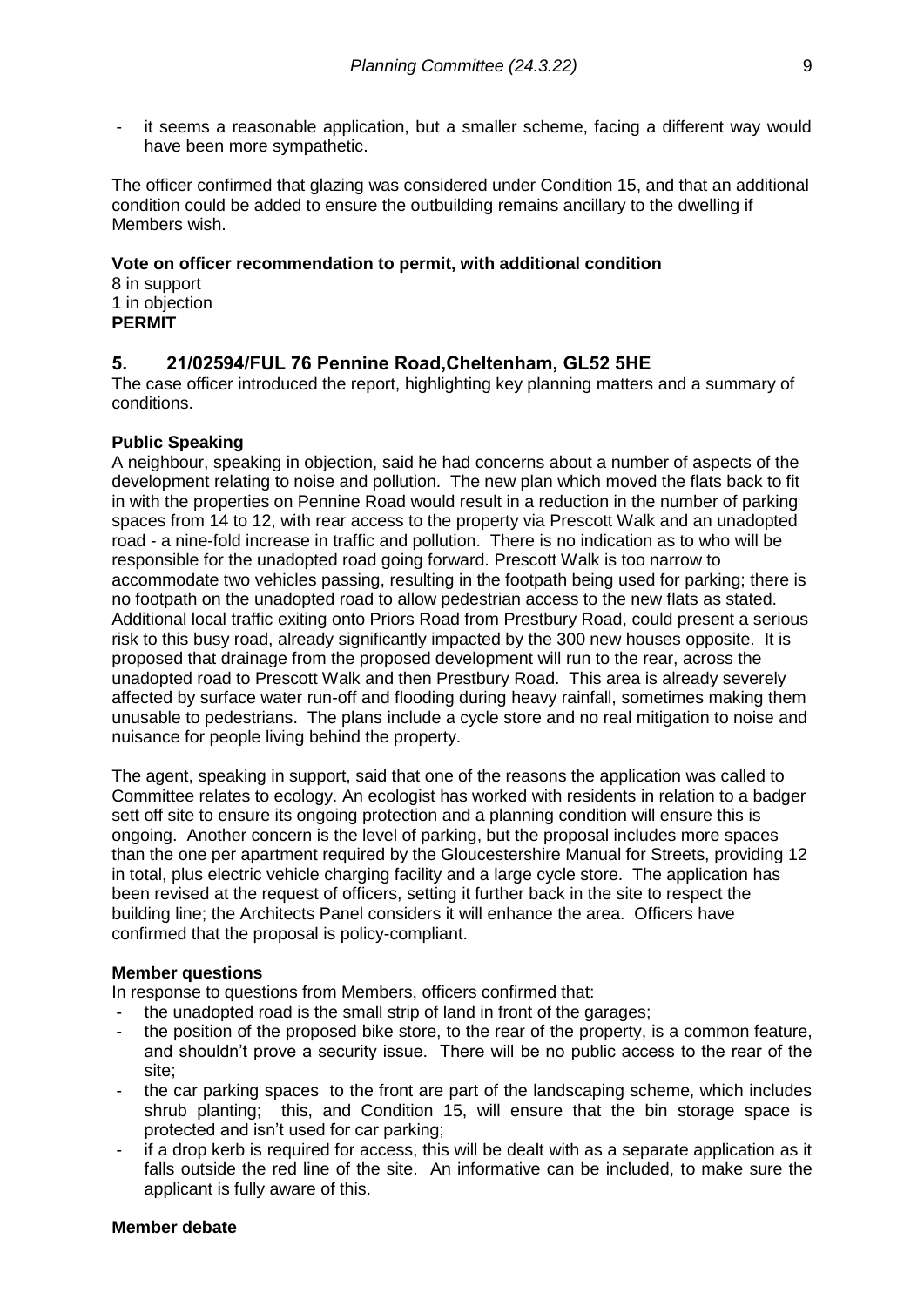- it seems a reasonable application, but a smaller scheme, facing a different way would have been more sympathetic.

The officer confirmed that glazing was considered under Condition 15, and that an additional condition could be added to ensure the outbuilding remains ancillary to the dwelling if Members wish.

**Vote on officer recommendation to permit, with additional condition**
8 in support
1 in objection
**PERMIT**

## 5. 21/02594/FUL 76 Pennine Road,Cheltenham, GL52 5HE

The case officer introduced the report, highlighting key planning matters and a summary of conditions.

**Public Speaking**

A neighbour, speaking in objection, said he had concerns about a number of aspects of the development relating to noise and pollution. The new plan which moved the flats back to fit in with the properties on Pennine Road would result in a reduction in the number of parking spaces from 14 to 12, with rear access to the property via Prescott Walk and an unadopted road - a nine-fold increase in traffic and pollution. There is no indication as to who will be responsible for the unadopted road going forward. Prescott Walk is too narrow to accommodate two vehicles passing, resulting in the footpath being used for parking; there is no footpath on the unadopted road to allow pedestrian access to the new flats as stated. Additional local traffic exiting onto Priors Road from Prestbury Road, could present a serious risk to this busy road, already significantly impacted by the 300 new houses opposite. It is proposed that drainage from the proposed development will run to the rear, across the unadopted road to Prescott Walk and then Prestbury Road. This area is already severely affected by surface water run-off and flooding during heavy rainfall, sometimes making them unusable to pedestrians. The plans include a cycle store and no real mitigation to noise and nuisance for people living behind the property.

The agent, speaking in support, said that one of the reasons the application was called to Committee relates to ecology. An ecologist has worked with residents in relation to a badger sett off site to ensure its ongoing protection and a planning condition will ensure this is ongoing. Another concern is the level of parking, but the proposal includes more spaces than the one per apartment required by the Gloucestershire Manual for Streets, providing 12 in total, plus electric vehicle charging facility and a large cycle store. The application has been revised at the request of officers, setting it further back in the site to respect the building line; the Architects Panel considers it will enhance the area. Officers have confirmed that the proposal is policy-compliant.

**Member questions**

In response to questions from Members, officers confirmed that:

- the unadopted road is the small strip of land in front of the garages;
- the position of the proposed bike store, to the rear of the property, is a common feature, and shouldn't prove a security issue. There will be no public access to the rear of the site;
- the car parking spaces to the front are part of the landscaping scheme, which includes shrub planting; this, and Condition 15, will ensure that the bin storage space is protected and isn't used for car parking;
- if a drop kerb is required for access, this will be dealt with as a separate application as it falls outside the red line of the site. An informative can be included, to make sure the applicant is fully aware of this.

**Member debate**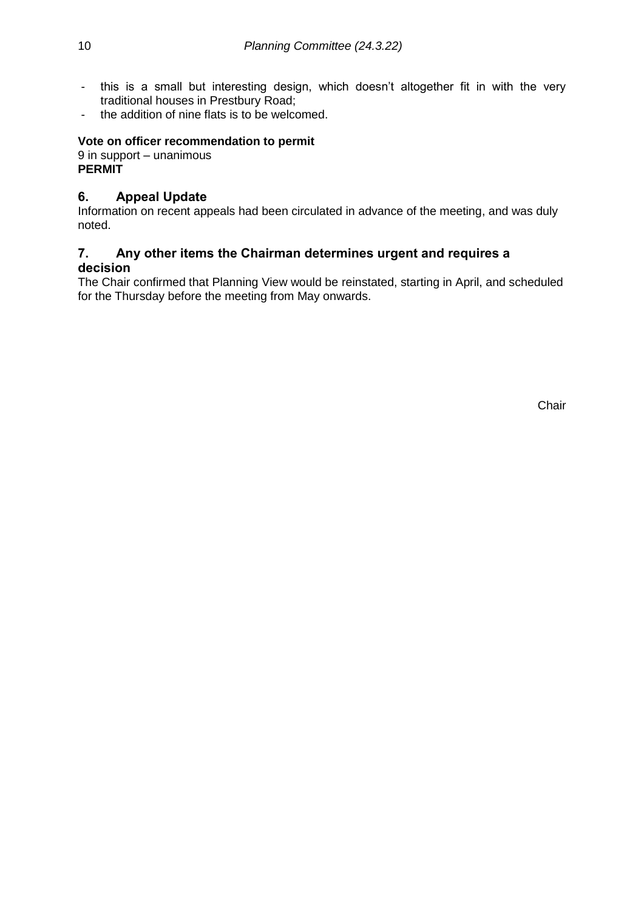- this is a small but interesting design, which doesn't altogether fit in with the very traditional houses in Prestbury Road;
- the addition of nine flats is to be welcomed.

**Vote on officer recommendation to permit**
9 in support – unanimous
**PERMIT**

## 6. Appeal Update

Information on recent appeals had been circulated in advance of the meeting, and was duly noted.

## 7. Any other items the Chairman determines urgent and requires a decision

The Chair confirmed that Planning View would be reinstated, starting in April, and scheduled for the Thursday before the meeting from May onwards.

Chair